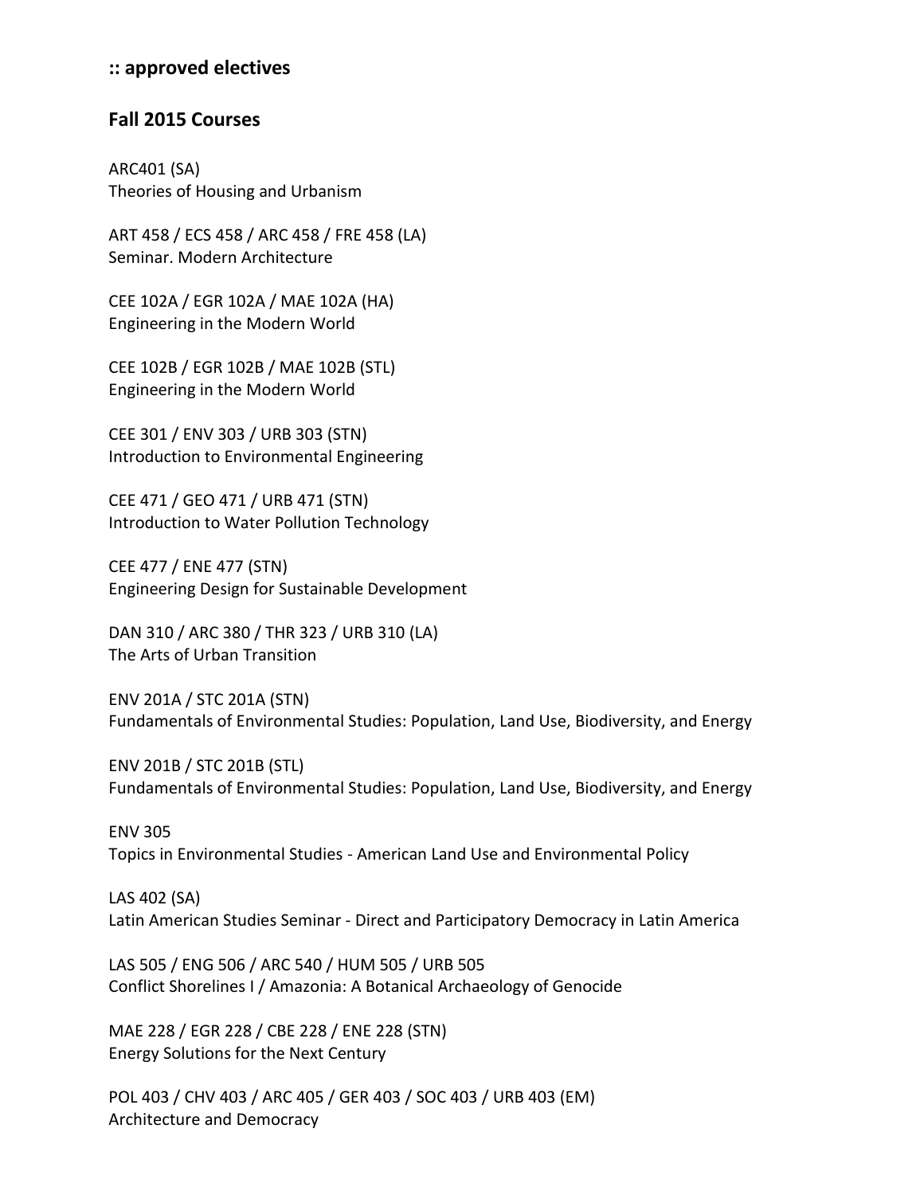## :: approved electives

## Fall 2015 Courses

ARC401 (SA)
Theories of Housing and Urbanism

ART 458 / ECS 458 / ARC 458 / FRE 458 (LA)
Seminar. Modern Architecture

CEE 102A / EGR 102A / MAE 102A (HA)
Engineering in the Modern World

CEE 102B / EGR 102B / MAE 102B (STL)
Engineering in the Modern World

CEE 301 / ENV 303 / URB 303 (STN)
Introduction to Environmental Engineering

CEE 471 / GEO 471 / URB 471 (STN)
Introduction to Water Pollution Technology

CEE 477 / ENE 477 (STN)
Engineering Design for Sustainable Development

DAN 310 / ARC 380 / THR 323 / URB 310 (LA)
The Arts of Urban Transition

ENV 201A / STC 201A (STN)
Fundamentals of Environmental Studies: Population, Land Use, Biodiversity, and Energy

ENV 201B / STC 201B (STL)
Fundamentals of Environmental Studies: Population, Land Use, Biodiversity, and Energy

ENV 305
Topics in Environmental Studies - American Land Use and Environmental Policy

LAS 402 (SA)
Latin American Studies Seminar - Direct and Participatory Democracy in Latin America

LAS 505 / ENG 506 / ARC 540 / HUM 505 / URB 505
Conflict Shorelines I / Amazonia: A Botanical Archaeology of Genocide

MAE 228 / EGR 228 / CBE 228 / ENE 228 (STN)
Energy Solutions for the Next Century

POL 403 / CHV 403 / ARC 405 / GER 403 / SOC 403 / URB 403 (EM)
Architecture and Democracy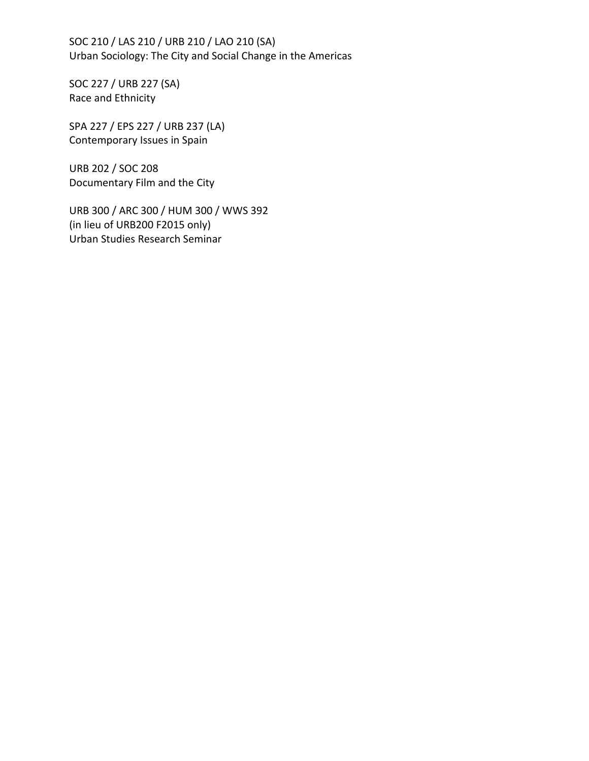SOC 210 / LAS 210 / URB 210 / LAO 210 (SA)
Urban Sociology: The City and Social Change in the Americas

SOC 227 / URB 227 (SA)
Race and Ethnicity

SPA 227 / EPS 227 / URB 237 (LA)
Contemporary Issues in Spain

URB 202 / SOC 208
Documentary Film and the City

URB 300 / ARC 300 / HUM 300 / WWS 392
(in lieu of URB200 F2015 only)
Urban Studies Research Seminar